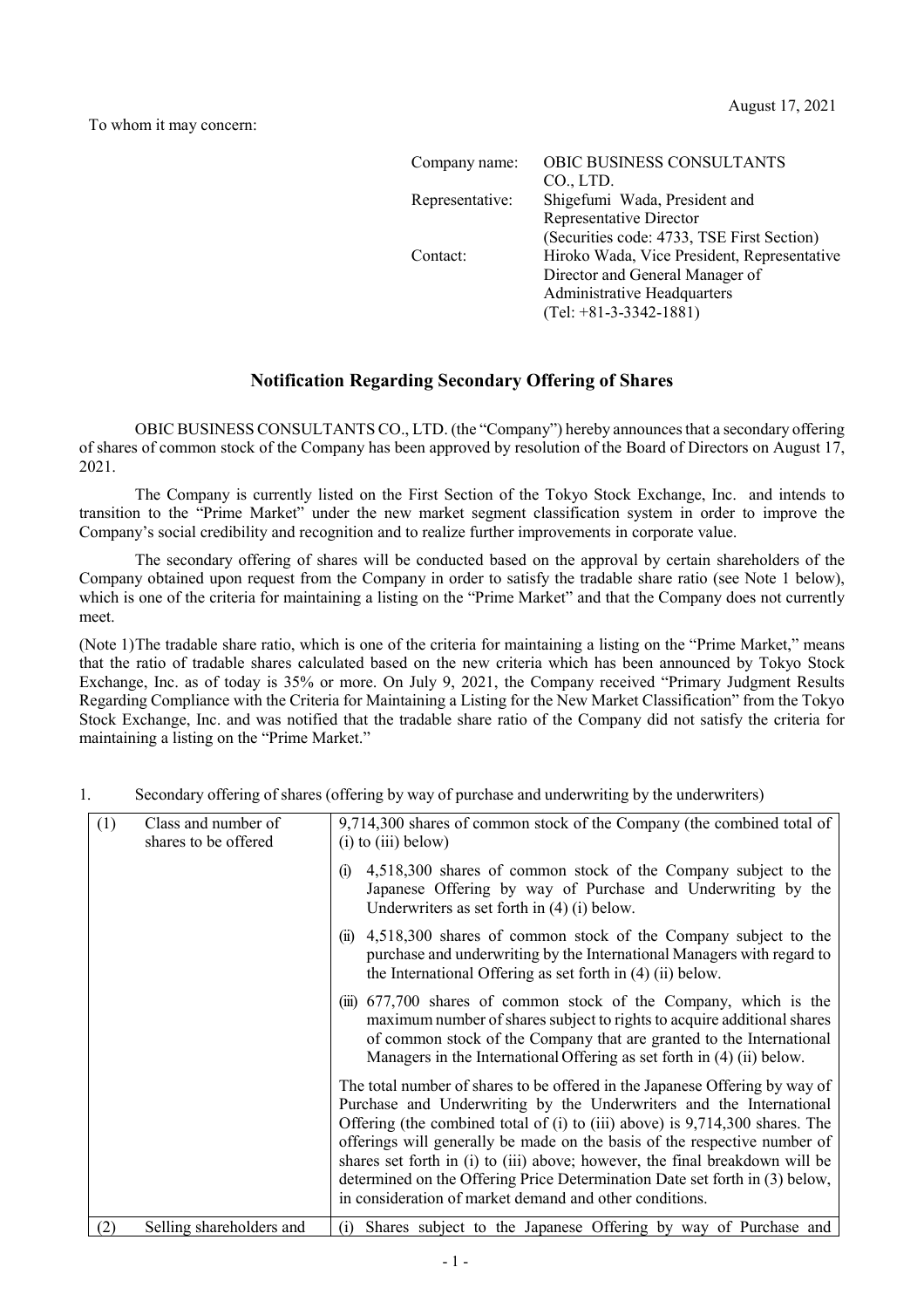August 17, 2021

To whom it may concern:

| | |
|---|---|
| Company name: | OBIC BUSINESS CONSULTANTS CO., LTD. |
| Representative: | Shigefumi Wada, President and Representative Director (Securities code: 4733, TSE First Section) |
| Contact: | Hiroko Wada, Vice President, Representative Director and General Manager of Administrative Headquarters (Tel: +81-3-3342-1881) |

## Notification Regarding Secondary Offering of Shares

OBIC BUSINESS CONSULTANTS CO., LTD. (the "Company") hereby announces that a secondary offering of shares of common stock of the Company has been approved by resolution of the Board of Directors on August 17, 2021.

The Company is currently listed on the First Section of the Tokyo Stock Exchange, Inc. and intends to transition to the "Prime Market" under the new market segment classification system in order to improve the Company's social credibility and recognition and to realize further improvements in corporate value.

The secondary offering of shares will be conducted based on the approval by certain shareholders of the Company obtained upon request from the Company in order to satisfy the tradable share ratio (see Note 1 below), which is one of the criteria for maintaining a listing on the "Prime Market" and that the Company does not currently meet.

(Note 1)The tradable share ratio, which is one of the criteria for maintaining a listing on the "Prime Market," means that the ratio of tradable shares calculated based on the new criteria which has been announced by Tokyo Stock Exchange, Inc. as of today is 35% or more. On July 9, 2021, the Company received "Primary Judgment Results Regarding Compliance with the Criteria for Maintaining a Listing for the New Market Classification" from the Tokyo Stock Exchange, Inc. and was notified that the tradable share ratio of the Company did not satisfy the criteria for maintaining a listing on the "Prime Market."

1. Secondary offering of shares (offering by way of purchase and underwriting by the underwriters)

| | | |
|---|---|---|
| (1) | Class and number of shares to be offered | 9,714,300 shares of common stock of the Company (the combined total of (i) to (iii) below)<br><br>(i) 4,518,300 shares of common stock of the Company subject to the Japanese Offering by way of Purchase and Underwriting by the Underwriters as set forth in (4) (i) below.<br><br>(ii) 4,518,300 shares of common stock of the Company subject to the purchase and underwriting by the International Managers with regard to the International Offering as set forth in (4) (ii) below.<br><br>(iii) 677,700 shares of common stock of the Company, which is the maximum number of shares subject to rights to acquire additional shares of common stock of the Company that are granted to the International Managers in the International Offering as set forth in (4) (ii) below.<br><br>The total number of shares to be offered in the Japanese Offering by way of Purchase and Underwriting by the Underwriters and the International Offering (the combined total of (i) to (iii) above) is 9,714,300 shares. The offerings will generally be made on the basis of the respective number of shares set forth in (i) to (iii) above; however, the final breakdown will be determined on the Offering Price Determination Date set forth in (3) below, in consideration of market demand and other conditions. |
| (2) | Selling shareholders and | (i) Shares subject to the Japanese Offering by way of Purchase and |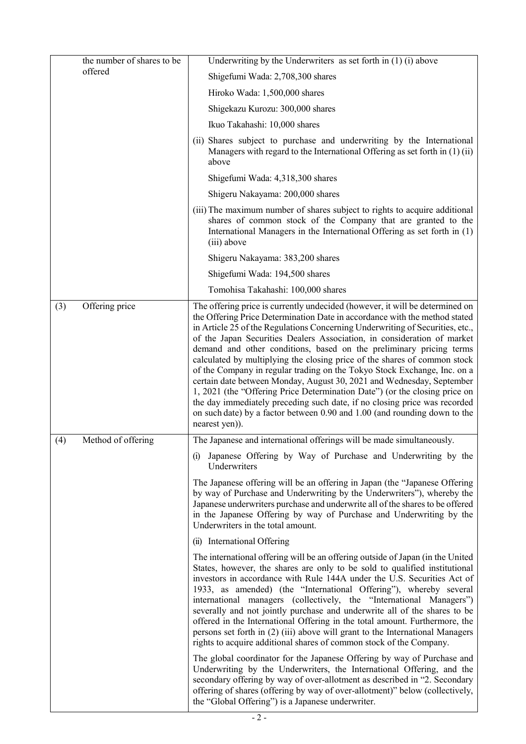|  |  |  |
|---|---|---|
|  | the number of shares to be offered | Underwriting by the Underwriters as set forth in (1) (i) above<br><br>Shigefumi Wada: 2,708,300 shares<br><br>Hiroko Wada: 1,500,000 shares<br><br>Shigekazu Kurozu: 300,000 shares<br><br>Ikuo Takahashi: 10,000 shares<br><br>(ii) Shares subject to purchase and underwriting by the International Managers with regard to the International Offering as set forth in (1) (ii) above<br><br>Shigefumi Wada: 4,318,300 shares<br><br>Shigeru Nakayama: 200,000 shares<br><br>(iii) The maximum number of shares subject to rights to acquire additional shares of common stock of the Company that are granted to the International Managers in the International Offering as set forth in (1) (iii) above<br><br>Shigeru Nakayama: 383,200 shares<br><br>Shigefumi Wada: 194,500 shares<br><br>Tomohisa Takahashi: 100,000 shares |
| (3) | Offering price | The offering price is currently undecided (however, it will be determined on the Offering Price Determination Date in accordance with the method stated in Article 25 of the Regulations Concerning Underwriting of Securities, etc., of the Japan Securities Dealers Association, in consideration of market demand and other conditions, based on the preliminary pricing terms calculated by multiplying the closing price of the shares of common stock of the Company in regular trading on the Tokyo Stock Exchange, Inc. on a certain date between Monday, August 30, 2021 and Wednesday, September 1, 2021 (the "Offering Price Determination Date") (or the closing price on the day immediately preceding such date, if no closing price was recorded on such date) by a factor between 0.90 and 1.00 (and rounding down to the nearest yen)). |
| (4) | Method of offering | The Japanese and international offerings will be made simultaneously.<br><br>(i) Japanese Offering by Way of Purchase and Underwriting by the Underwriters<br><br>The Japanese offering will be an offering in Japan (the "Japanese Offering by way of Purchase and Underwriting by the Underwriters"), whereby the Japanese underwriters purchase and underwrite all of the shares to be offered in the Japanese Offering by way of Purchase and Underwriting by the Underwriters in the total amount.<br><br>(ii) International Offering<br><br>The international offering will be an offering outside of Japan (in the United States, however, the shares are only to be sold to qualified institutional investors in accordance with Rule 144A under the U.S. Securities Act of 1933, as amended) (the "International Offering"), whereby several international managers (collectively, the "International Managers") severally and not jointly purchase and underwrite all of the shares to be offered in the International Offering in the total amount. Furthermore, the persons set forth in (2) (iii) above will grant to the International Managers rights to acquire additional shares of common stock of the Company.<br><br>The global coordinator for the Japanese Offering by way of Purchase and Underwriting by the Underwriters, the International Offering, and the secondary offering by way of over-allotment as described in "2. Secondary offering of shares (offering by way of over-allotment)" below (collectively, the "Global Offering") is a Japanese underwriter. |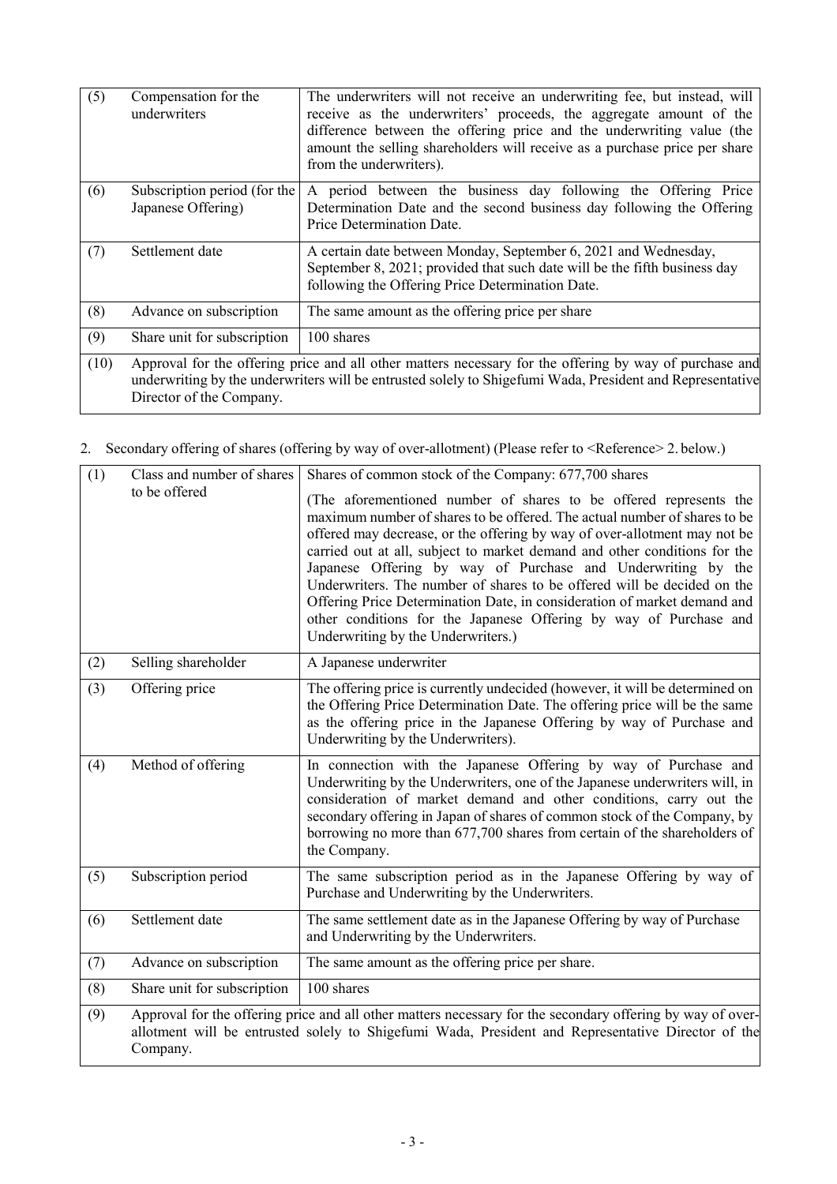| (5) | Compensation for the underwriters | The underwriters will not receive an underwriting fee, but instead, will receive as the underwriters' proceeds, the aggregate amount of the difference between the offering price and the underwriting value (the amount the selling shareholders will receive as a purchase price per share from the underwriters). |
|---|---|---|
| (6) | Subscription period (for the Japanese Offering) | A period between the business day following the Offering Price Determination Date and the second business day following the Offering Price Determination Date. |
| (7) | Settlement date | A certain date between Monday, September 6, 2021 and Wednesday, September 8, 2021; provided that such date will be the fifth business day following the Offering Price Determination Date. |
| (8) | Advance on subscription | The same amount as the offering price per share |
| (9) | Share unit for subscription | 100 shares |
| (10) | Approval for the offering price and all other matters necessary for the offering by way of purchase and underwriting by the underwriters will be entrusted solely to Shigefumi Wada, President and Representative Director of the Company. | |

2. Secondary offering of shares (offering by way of over-allotment) (Please refer to <Reference> 2. below.)

| (1) | Class and number of shares to be offered | Shares of common stock of the Company: 677,700 shares<br><br>(The aforementioned number of shares to be offered represents the maximum number of shares to be offered. The actual number of shares to be offered may decrease, or the offering by way of over-allotment may not be carried out at all, subject to market demand and other conditions for the Japanese Offering by way of Purchase and Underwriting by the Underwriters. The number of shares to be offered will be decided on the Offering Price Determination Date, in consideration of market demand and other conditions for the Japanese Offering by way of Purchase and Underwriting by the Underwriters.) |
|---|---|---|
| (2) | Selling shareholder | A Japanese underwriter |
| (3) | Offering price | The offering price is currently undecided (however, it will be determined on the Offering Price Determination Date. The offering price will be the same as the offering price in the Japanese Offering by way of Purchase and Underwriting by the Underwriters). |
| (4) | Method of offering | In connection with the Japanese Offering by way of Purchase and Underwriting by the Underwriters, one of the Japanese underwriters will, in consideration of market demand and other conditions, carry out the secondary offering in Japan of shares of common stock of the Company, by borrowing no more than 677,700 shares from certain of the shareholders of the Company. |
| (5) | Subscription period | The same subscription period as in the Japanese Offering by way of Purchase and Underwriting by the Underwriters. |
| (6) | Settlement date | The same settlement date as in the Japanese Offering by way of Purchase and Underwriting by the Underwriters. |
| (7) | Advance on subscription | The same amount as the offering price per share. |
| (8) | Share unit for subscription | 100 shares |
| (9) | Approval for the offering price and all other matters necessary for the secondary offering by way of over-allotment will be entrusted solely to Shigefumi Wada, President and Representative Director of the Company. | |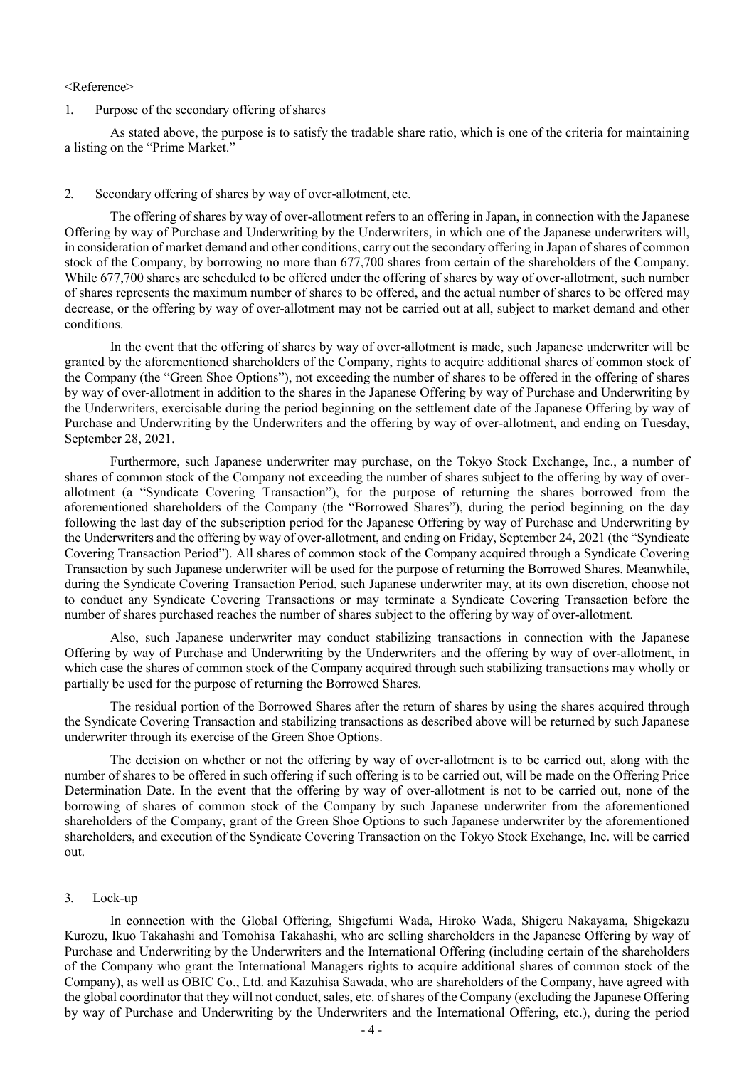<Reference>

1. Purpose of the secondary offering of shares

As stated above, the purpose is to satisfy the tradable share ratio, which is one of the criteria for maintaining a listing on the "Prime Market."

2. Secondary offering of shares by way of over-allotment, etc.

The offering of shares by way of over-allotment refers to an offering in Japan, in connection with the Japanese Offering by way of Purchase and Underwriting by the Underwriters, in which one of the Japanese underwriters will, in consideration of market demand and other conditions, carry out the secondary offering in Japan of shares of common stock of the Company, by borrowing no more than 677,700 shares from certain of the shareholders of the Company. While 677,700 shares are scheduled to be offered under the offering of shares by way of over-allotment, such number of shares represents the maximum number of shares to be offered, and the actual number of shares to be offered may decrease, or the offering by way of over-allotment may not be carried out at all, subject to market demand and other conditions.

In the event that the offering of shares by way of over-allotment is made, such Japanese underwriter will be granted by the aforementioned shareholders of the Company, rights to acquire additional shares of common stock of the Company (the "Green Shoe Options"), not exceeding the number of shares to be offered in the offering of shares by way of over-allotment in addition to the shares in the Japanese Offering by way of Purchase and Underwriting by the Underwriters, exercisable during the period beginning on the settlement date of the Japanese Offering by way of Purchase and Underwriting by the Underwriters and the offering by way of over-allotment, and ending on Tuesday, September 28, 2021.

Furthermore, such Japanese underwriter may purchase, on the Tokyo Stock Exchange, Inc., a number of shares of common stock of the Company not exceeding the number of shares subject to the offering by way of over-allotment (a "Syndicate Covering Transaction"), for the purpose of returning the shares borrowed from the aforementioned shareholders of the Company (the "Borrowed Shares"), during the period beginning on the day following the last day of the subscription period for the Japanese Offering by way of Purchase and Underwriting by the Underwriters and the offering by way of over-allotment, and ending on Friday, September 24, 2021 (the "Syndicate Covering Transaction Period"). All shares of common stock of the Company acquired through a Syndicate Covering Transaction by such Japanese underwriter will be used for the purpose of returning the Borrowed Shares. Meanwhile, during the Syndicate Covering Transaction Period, such Japanese underwriter may, at its own discretion, choose not to conduct any Syndicate Covering Transactions or may terminate a Syndicate Covering Transaction before the number of shares purchased reaches the number of shares subject to the offering by way of over-allotment.

Also, such Japanese underwriter may conduct stabilizing transactions in connection with the Japanese Offering by way of Purchase and Underwriting by the Underwriters and the offering by way of over-allotment, in which case the shares of common stock of the Company acquired through such stabilizing transactions may wholly or partially be used for the purpose of returning the Borrowed Shares.

The residual portion of the Borrowed Shares after the return of shares by using the shares acquired through the Syndicate Covering Transaction and stabilizing transactions as described above will be returned by such Japanese underwriter through its exercise of the Green Shoe Options.

The decision on whether or not the offering by way of over-allotment is to be carried out, along with the number of shares to be offered in such offering if such offering is to be carried out, will be made on the Offering Price Determination Date. In the event that the offering by way of over-allotment is not to be carried out, none of the borrowing of shares of common stock of the Company by such Japanese underwriter from the aforementioned shareholders of the Company, grant of the Green Shoe Options to such Japanese underwriter by the aforementioned shareholders, and execution of the Syndicate Covering Transaction on the Tokyo Stock Exchange, Inc. will be carried out.

3. Lock-up

In connection with the Global Offering, Shigefumi Wada, Hiroko Wada, Shigeru Nakayama, Shigekazu Kurozu, Ikuo Takahashi and Tomohisa Takahashi, who are selling shareholders in the Japanese Offering by way of Purchase and Underwriting by the Underwriters and the International Offering (including certain of the shareholders of the Company who grant the International Managers rights to acquire additional shares of common stock of the Company), as well as OBIC Co., Ltd. and Kazuhisa Sawada, who are shareholders of the Company, have agreed with the global coordinator that they will not conduct, sales, etc. of shares of the Company (excluding the Japanese Offering by way of Purchase and Underwriting by the Underwriters and the International Offering, etc.), during the period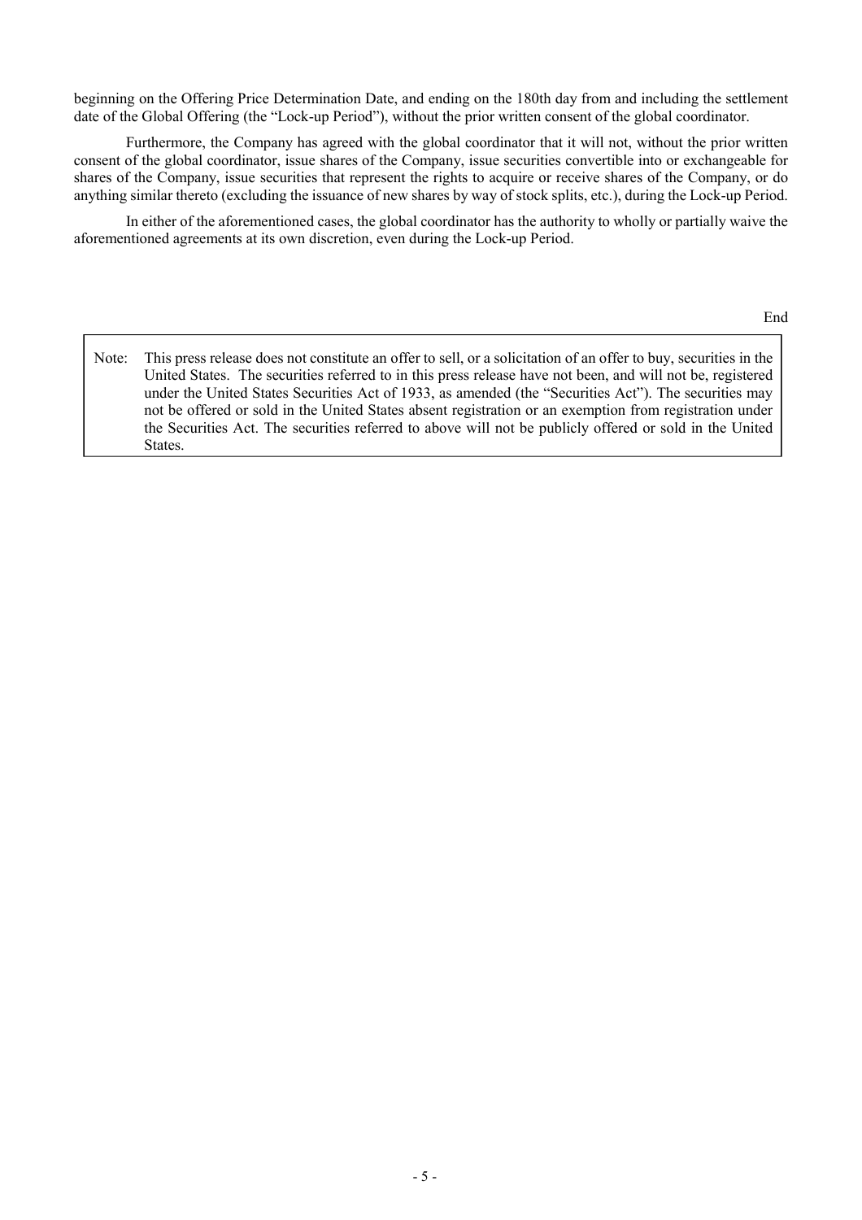beginning on the Offering Price Determination Date, and ending on the 180th day from and including the settlement date of the Global Offering (the “Lock-up Period”), without the prior written consent of the global coordinator.

Furthermore, the Company has agreed with the global coordinator that it will not, without the prior written consent of the global coordinator, issue shares of the Company, issue securities convertible into or exchangeable for shares of the Company, issue securities that represent the rights to acquire or receive shares of the Company, or do anything similar thereto (excluding the issuance of new shares by way of stock splits, etc.), during the Lock-up Period.

In either of the aforementioned cases, the global coordinator has the authority to wholly or partially waive the aforementioned agreements at its own discretion, even during the Lock-up Period.

End

Note: This press release does not constitute an offer to sell, or a solicitation of an offer to buy, securities in the United States. The securities referred to in this press release have not been, and will not be, registered under the United States Securities Act of 1933, as amended (the “Securities Act”). The securities may not be offered or sold in the United States absent registration or an exemption from registration under the Securities Act. The securities referred to above will not be publicly offered or sold in the United States.